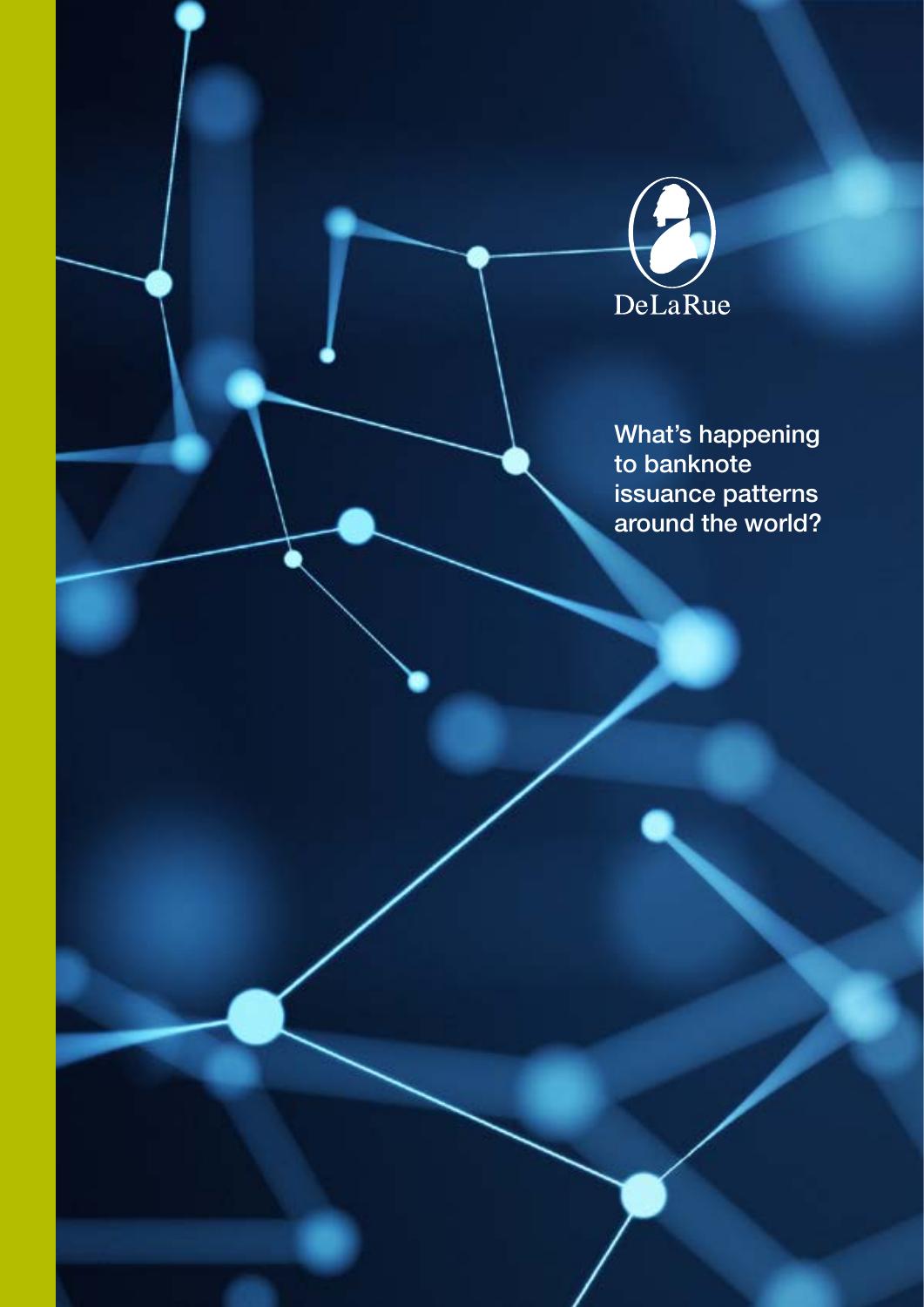DeLaRue

# What's happening to banknote issuance patterns around the world?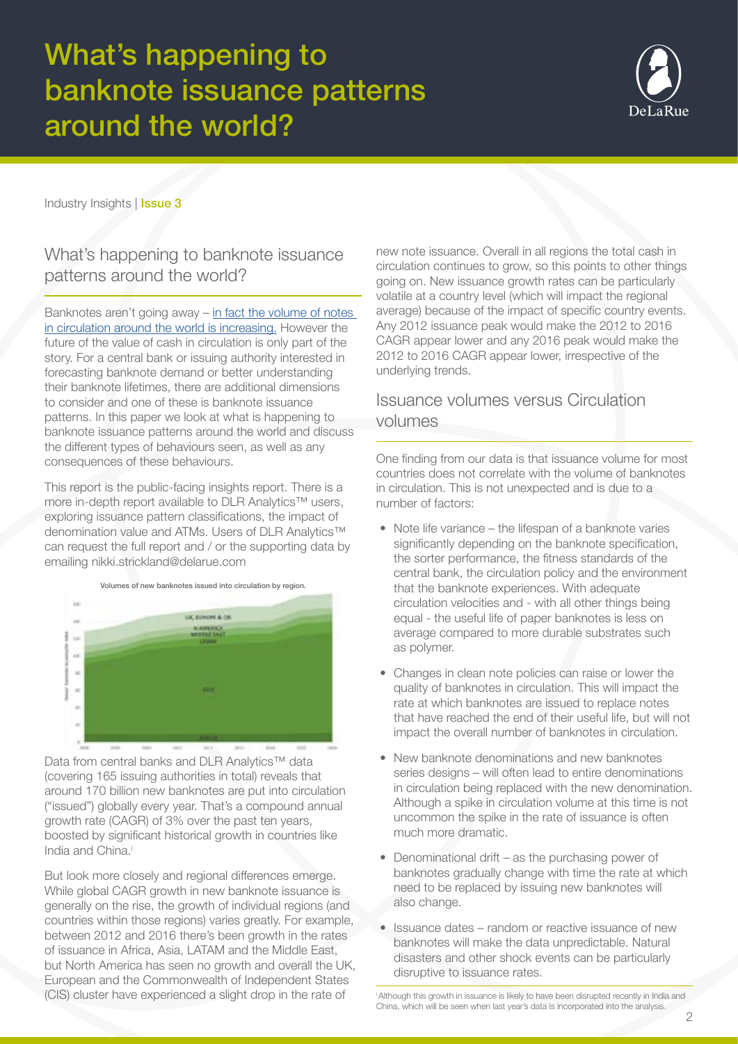# What's happening to banknote issuance patterns around the world?

Industry Insights | **Issue 3**

## What's happening to banknote issuance patterns around the world?

Banknotes aren't going away – in fact the volume of notes in circulation around the world is increasing. However the future of the value of cash in circulation is only part of the story. For a central bank or issuing authority interested in forecasting banknote demand or better understanding their banknote lifetimes, there are additional dimensions to consider and one of these is banknote issuance patterns. In this paper we look at what is happening to banknote issuance patterns around the world and discuss the different types of behaviours seen, as well as any consequences of these behaviours.

This report is the public-facing insights report. There is a more in-depth report available to DLR Analytics™ users, exploring issuance pattern classifications, the impact of denomination value and ATMs. Users of DLR Analytics™ can request the full report and / or the supporting data by emailing nikki.strickland@delarue.com

Volumes of new banknotes issued into circulation by region.

Data from central banks and DLR Analytics™ data (covering 165 issuing authorities in total) reveals that around 170 billion new banknotes are put into circulation ("issued") globally every year. That's a compound annual growth rate (CAGR) of 3% over the past ten years, boosted by significant historical growth in countries like India and China.[i]

But look more closely and regional differences emerge. While global CAGR growth in new banknote issuance is generally on the rise, the growth of individual regions (and countries within those regions) varies greatly. For example, between 2012 and 2016 there's been growth in the rates of issuance in Africa, Asia, LATAM and the Middle East, but North America has seen no growth and overall the UK, European and the Commonwealth of Independent States (CIS) cluster have experienced a slight drop in the rate of new note issuance. Overall in all regions the total cash in circulation continues to grow, so this points to other things going on. New issuance growth rates can be particularly volatile at a country level (which will impact the regional average) because of the impact of specific country events. Any 2012 issuance peak would make the 2012 to 2016 CAGR appear lower and any 2016 peak would make the 2012 to 2016 CAGR appear lower, irrespective of the underlying trends.

## Issuance volumes versus Circulation volumes

One finding from our data is that issuance volume for most countries does not correlate with the volume of banknotes in circulation. This is not unexpected and is due to a number of factors:

- Note life variance – the lifespan of a banknote varies significantly depending on the banknote specification, the sorter performance, the fitness standards of the central bank, the circulation policy and the environment that the banknote experiences. With adequate circulation velocities and - with all other things being equal - the useful life of paper banknotes is less on average compared to more durable substrates such as polymer.
- Changes in clean note policies can raise or lower the quality of banknotes in circulation. This will impact the rate at which banknotes are issued to replace notes that have reached the end of their useful life, but will not impact the overall number of banknotes in circulation.
- New banknote denominations and new banknotes series designs – will often lead to entire denominations in circulation being replaced with the new denomination. Although a spike in circulation volume at this time is not uncommon the spike in the rate of issuance is often much more dramatic.
- Denominational drift – as the purchasing power of banknotes gradually change with time the rate at which need to be replaced by issuing new banknotes will also change.
- Issuance dates – random or reactive issuance of new banknotes will make the data unpredictable. Natural disasters and other shock events can be particularly disruptive to issuance rates.

[i] Although this growth in issuance is likely to have been disrupted recently in India and China, which will be seen when last year's data is incorporated into the analysis.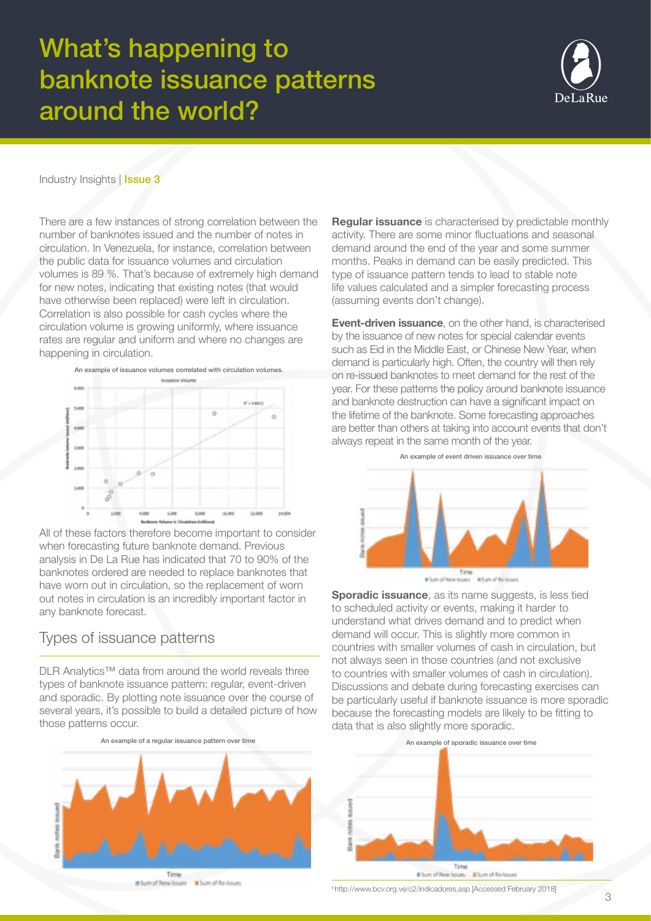# What's happening to banknote issuance patterns around the world?

Industry Insights | **Issue 3**

There are a few instances of strong correlation between the number of banknotes issued and the number of notes in circulation. In Venezuela, for instance, correlation between the public data for issuance volumes and circulation volumes is 89 %. That's because of extremely high demand for new notes, indicating that existing notes (that would have otherwise been replaced) were left in circulation. Correlation is also possible for cash cycles where the circulation volume is growing uniformly, where issuance rates are regular and uniform and where no changes are happening in circulation.

An example of issuance volumes correlated with circulation volumes.

All of these factors therefore become important to consider when forecasting future banknote demand. Previous analysis in De La Rue has indicated that 70 to 90% of the banknotes ordered are needed to replace banknotes that have worn out in circulation, so the replacement of worn out notes in circulation is an incredibly important factor in any banknote forecast.

## Types of issuance patterns

DLR Analytics™ data from around the world reveals three types of banknote issuance pattern: regular, event-driven and sporadic. By plotting note issuance over the course of several years, it's possible to build a detailed picture of how those patterns occur.

An example of a regular issuance pattern over time

**Regular issuance** is characterised by predictable monthly activity. There are some minor fluctuations and seasonal demand around the end of the year and some summer months. Peaks in demand can be easily predicted. This type of issuance pattern tends to lead to stable note life values calculated and a simpler forecasting process (assuming events don't change).

**Event-driven issuance**, on the other hand, is characterised by the issuance of new notes for special calendar events such as Eid in the Middle East, or Chinese New Year, when demand is particularly high. Often, the country will then rely on re-issued banknotes to meet demand for the rest of the year. For these patterns the policy around banknote issuance and banknote destruction can have a significant impact on the lifetime of the banknote. Some forecasting approaches are better than others at taking into account events that don't always repeat in the same month of the year.

An example of event driven issuance over time

**Sporadic issuance**, as its name suggests, is less tied to scheduled activity or events, making it harder to understand what drives demand and to predict when demand will occur. This is slightly more common in countries with smaller volumes of cash in circulation, but not always seen in those countries (and not exclusive to countries with smaller volumes of cash in circulation). Discussions and debate during forecasting exercises can be particularly useful if banknote issuance is more sporadic because the forecasting models are likely to be fitting to data that is also slightly more sporadic.

An example of sporadic issuance over time

[i] http://www.bcv.org.ve/c2/indicadores.asp [Accessed February 2018]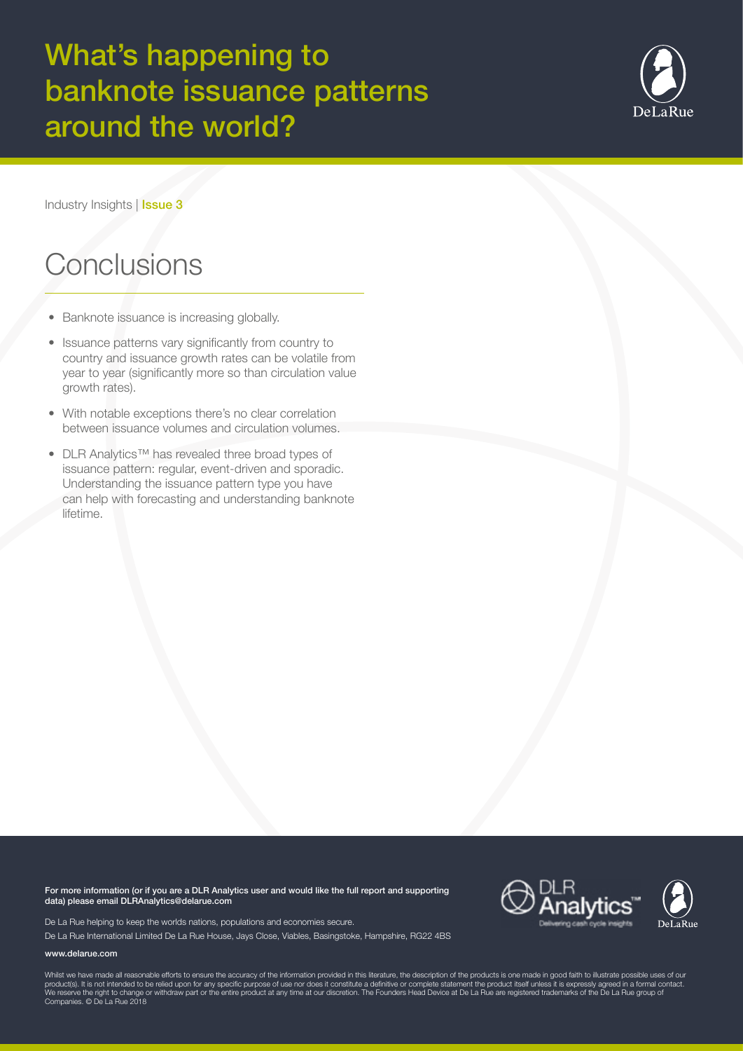# What's happening to banknote issuance patterns around the world?

Industry Insights | **Issue 3**

## Conclusions

- Banknote issuance is increasing globally.
- Issuance patterns vary significantly from country to country and issuance growth rates can be volatile from year to year (significantly more so than circulation value growth rates).
- With notable exceptions there's no clear correlation between issuance volumes and circulation volumes.
- DLR Analytics™ has revealed three broad types of issuance pattern: regular, event-driven and sporadic. Understanding the issuance pattern type you have can help with forecasting and understanding banknote lifetime.

**For more information (or if you are a DLR Analytics user and would like the full report and supporting data) please email DLRAnalytics@delarue.com**

De La Rue helping to keep the worlds nations, populations and economies secure.

De La Rue International Limited De La Rue House, Jays Close, Viables, Basingstoke, Hampshire, RG22 4BS

**www.delarue.com**

DLR Analytics™ Delivering cash cycle insights

Whilst we have made all reasonable efforts to ensure the accuracy of the information provided in this literature, the description of the products is one made in good faith to illustrate possible uses of our product(s). It is not intended to be relied upon for any specific purpose of use nor does it constitute a definitive or complete statement the product itself unless it is expressly agreed in a formal contact. We reserve the right to change or withdraw part or the entire product at any time at our discretion. The Founders Head Device at De La Rue are registered trademarks of the De La Rue group of Companies. © De La Rue 2018